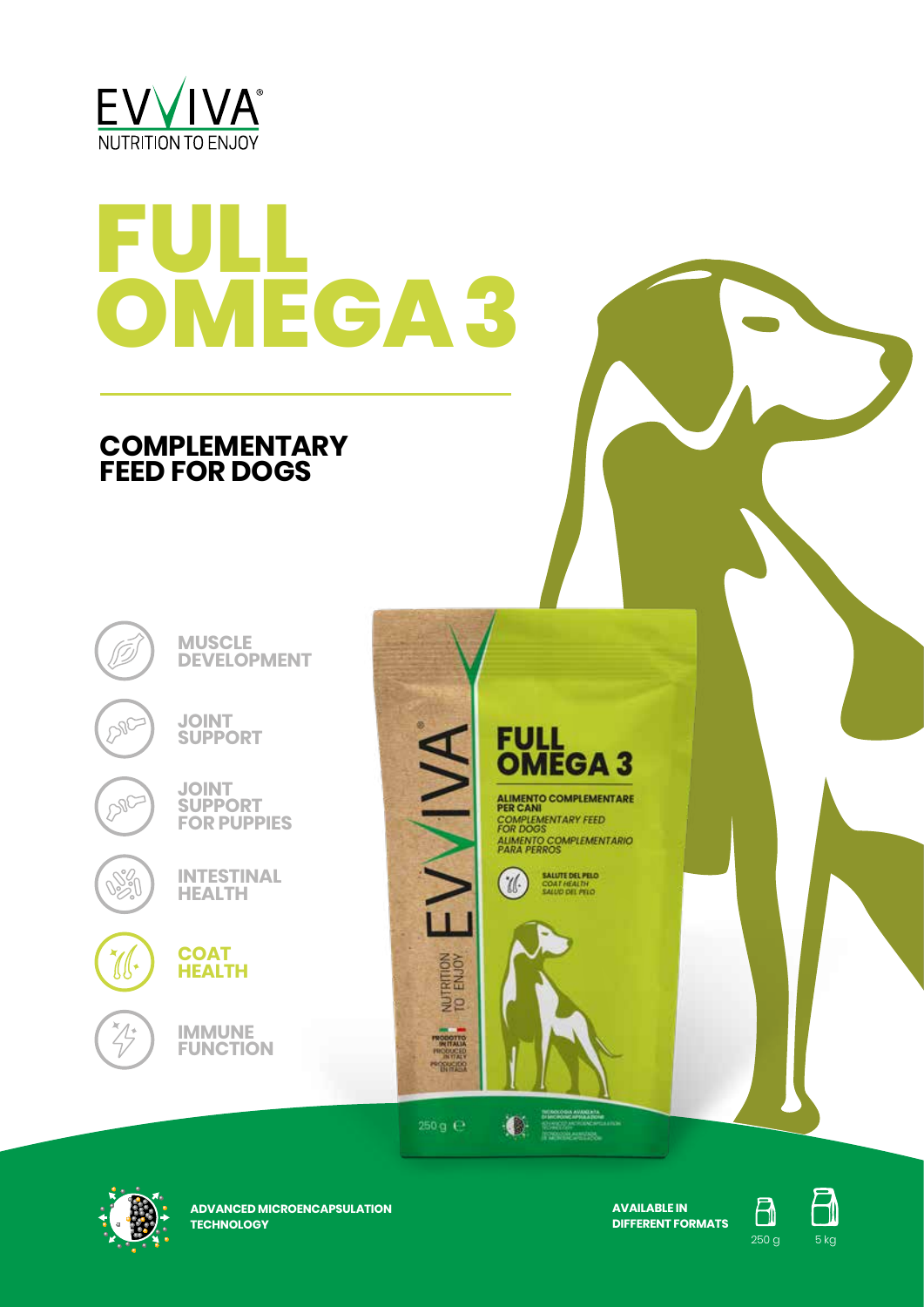EVVIVA®
NUTRITION TO ENJOY

# FULL OMEGA 3

## COMPLEMENTARY FEED FOR DOGS

- MUSCLE DEVELOPMENT
- JOINT SUPPORT
- JOINT SUPPORT FOR PUPPIES
- INTESTINAL HEALTH
- **COAT HEALTH**
- IMMUNE FUNCTION

FULL OMEGA 3

ALIMENTO COMPLEMENTARE PER CANI
*COMPLEMENTARY FEED FOR DOGS*
*ALIMENTO COMPLEMENTARIO PARA PERROS*

SALUTE DEL PELO
*COAT HEALTH*
*SALUD DEL PELO*

PRODOTTO IN ITALIA
PRODUCED IN ITALY
PRODUCIDO EN ITALIA

250 g ℮

**ADVANCED MICROENCAPSULATION TECHNOLOGY**

**AVAILABLE IN DIFFERENT FORMATS**

250 g | 5 kg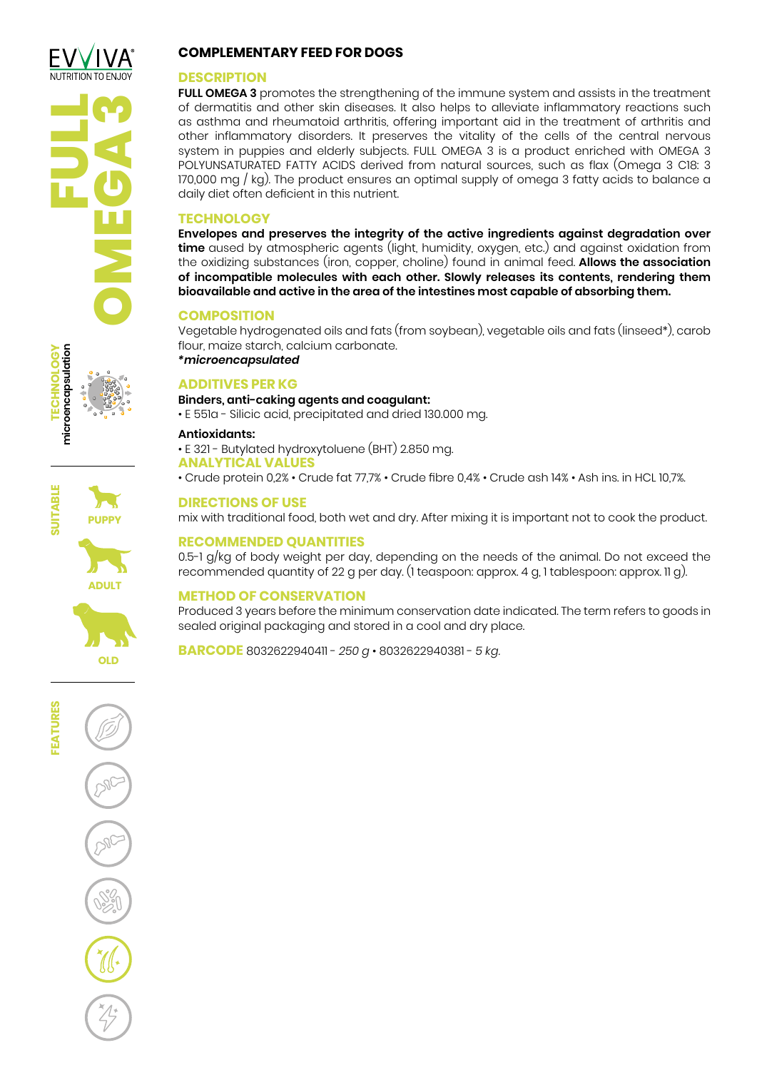EVVIVA
NUTRITION TO ENJOY

FULL OMEGA 3

TECHNOLOGY
microencapsulation

SUITABLE

PUPPY

ADULT

OLD

FEATURES

## COMPLEMENTARY FEED FOR DOGS

### DESCRIPTION

**FULL OMEGA 3** promotes the strengthening of the immune system and assists in the treatment of dermatitis and other skin diseases. It also helps to alleviate inflammatory reactions such as asthma and rheumatoid arthritis, offering important aid in the treatment of arthritis and other inflammatory disorders. It preserves the vitality of the cells of the central nervous system in puppies and elderly subjects. FULL OMEGA 3 is a product enriched with OMEGA 3 POLYUNSATURATED FATTY ACIDS derived from natural sources, such as flax (Omega 3 C18: 3 170,000 mg / kg). The product ensures an optimal supply of omega 3 fatty acids to balance a daily diet often deficient in this nutrient.

### TECHNOLOGY

**Envelopes and preserves the integrity of the active ingredients against degradation over time** aused by atmospheric agents (light, humidity, oxygen, etc.) and against oxidation from the oxidizing substances (iron, copper, choline) found in animal feed. **Allows the association of incompatible molecules with each other. Slowly releases its contents, rendering them bioavailable and active in the area of the intestines most capable of absorbing them.**

### COMPOSITION

Vegetable hydrogenated oils and fats (from soybean), vegetable oils and fats (linseed*), carob flour, maize starch, calcium carbonate.
***microencapsulated***

### ADDITIVES PER KG

**Binders, anti-caking agents and coagulant:**
- E 551a - Silicic acid, precipitated and dried 130.000 mg.

**Antioxidants:**
- E 321 - Butylated hydroxytoluene (BHT) 2.850 mg.

### ANALYTICAL VALUES

• Crude protein 0,2% • Crude fat 77,7% • Crude fibre 0,4% • Crude ash 14% • Ash ins. in HCL 10,7%.

### DIRECTIONS OF USE

mix with traditional food, both wet and dry. After mixing it is important not to cook the product.

### RECOMMENDED QUANTITIES

0.5-1 g/kg of body weight per day, depending on the needs of the animal. Do not exceed the recommended quantity of 22 g per day. (1 teaspoon: approx. 4 g, 1 tablespoon: approx. 11 g).

### METHOD OF CONSERVATION

Produced 3 years before the minimum conservation date indicated. The term refers to goods in sealed original packaging and stored in a cool and dry place.

**BARCODE** 8032622940411 - *250 g* • 8032622940381 - *5 kg.*